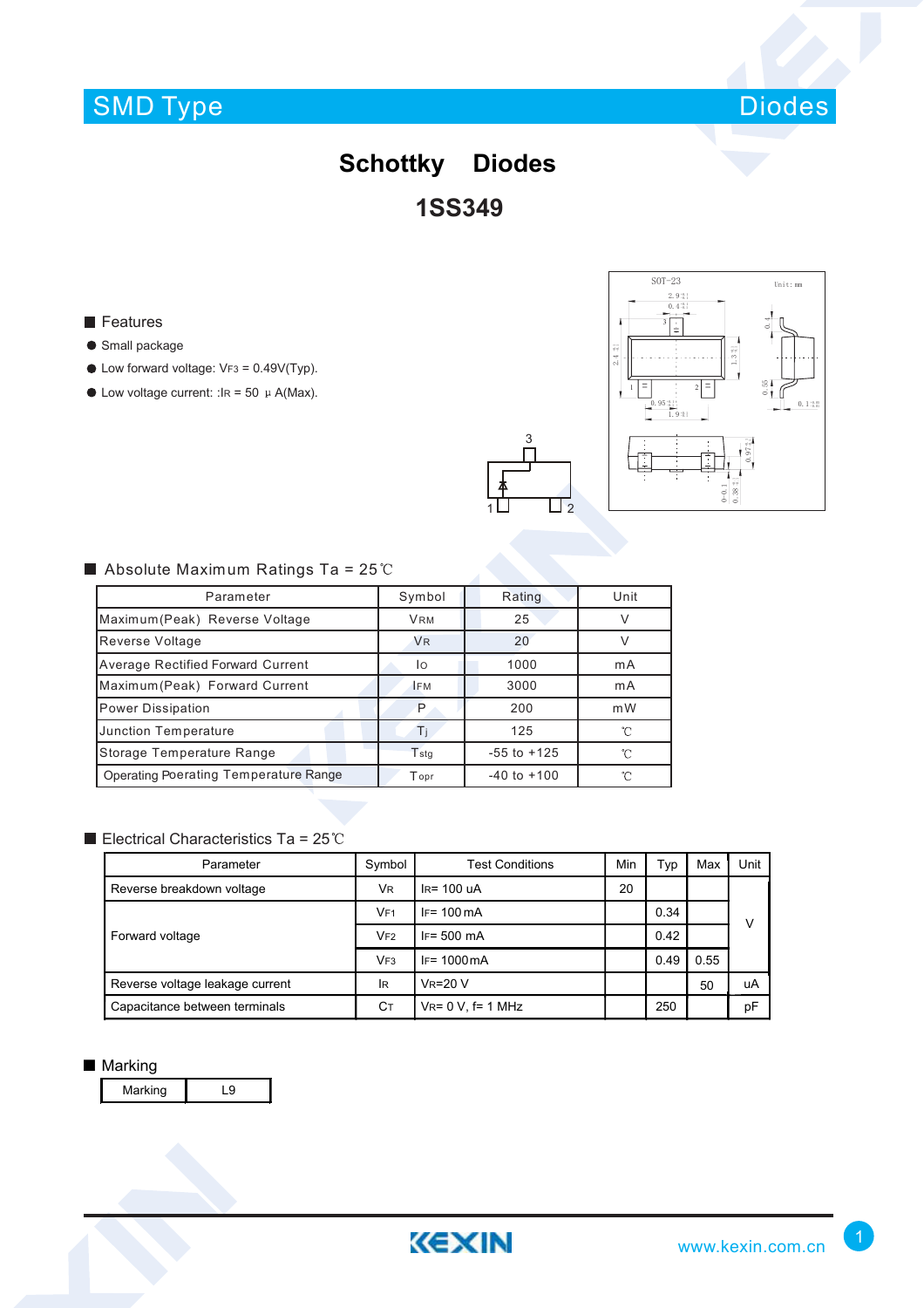# Schottky Diodes

## 1SS349

### Features

- Small package
- Low forward voltage: $V_{F3}$ = 0.49V(Typ).
- Low voltage current: :$I_R$ = 50 μ A(Max).

### Absolute Maximum Ratings Ta = 25℃

| Parameter | Symbol | Rating | Unit |
|---|---|---|---|
| Maximum(Peak) Reverse Voltage | $V_{RM}$ | 25 | V |
| Reverse Voltage | $V_R$ | 20 | V |
| Average Rectified Forward Current | $I_O$ | 1000 | mA |
| Maximum(Peak) Forward Current | $I_{FM}$ | 3000 | mA |
| Power Dissipation | P | 200 | mW |
| Junction Temperature | $T_j$ | 125 | ℃ |
| Storage Temperature Range | $T_{stg}$ | -55 to +125 | ℃ |
| Operating Poerating Temperature Range | $T_{opr}$ | -40 to +100 | ℃ |

### Electrical Characteristics Ta = 25℃

| Parameter | Symbol | Test Conditions | Min | Typ | Max | Unit |
|---|---|---|---|---|---|---|
| Reverse breakdown voltage | $V_R$ | $I_R$= 100 uA | 20 | | | V |
| Forward voltage | $V_{F1}$ | $I_F$= 100 mA | | 0.34 | | V |
| | $V_{F2}$ | $I_F$= 500 mA | | 0.42 | | V |
| | $V_{F3}$ | $I_F$= 1000mA | | 0.49 | 0.55 | V |
| Reverse voltage leakage current | $I_R$ | $V_R$=20 V | | | 50 | uA |
| Capacitance between terminals | $C_T$ | $V_R$= 0 V, f= 1 MHz | | 250 | | pF |

### Marking

| Marking | L9 |
|---|---|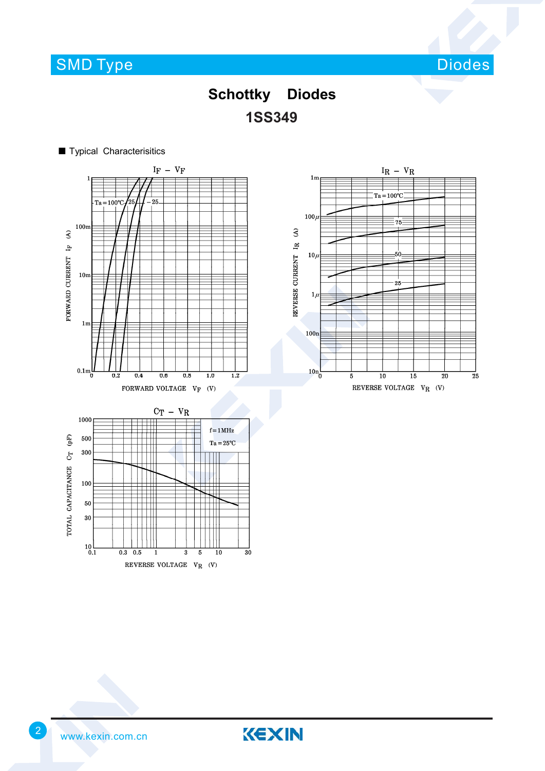# Schottky Diodes

## 1SS349

■ Typical Characterisitics

$I_F$ − $V_F$

Ta=100°C
25
−25

1
100m
10m
1m
0.1m

0
0.2
0.4
0.6
0.8
1.0
1.2

FORWARD CURRENT $I_F$ (A)

FORWARD VOLTAGE $V_F$ (V)

$I_R$ − $V_R$

Ta=100°C
75
50
25

1m
100μ
10μ
1μ
100n
10n

0
5
10
15
20
25

REVERSE CURRENT $I_R$ (A)

REVERSE VOLTAGE $V_R$ (V)

$C_T$ − $V_R$

f=1MHz
Ta=25°C

1000
500
300
100
50
30
10

0.1
0.3
0.5
1
3
5
10
30

TOTAL CAPACITANCE $C_T$ (pF)

REVERSE VOLTAGE $V_R$ (V)